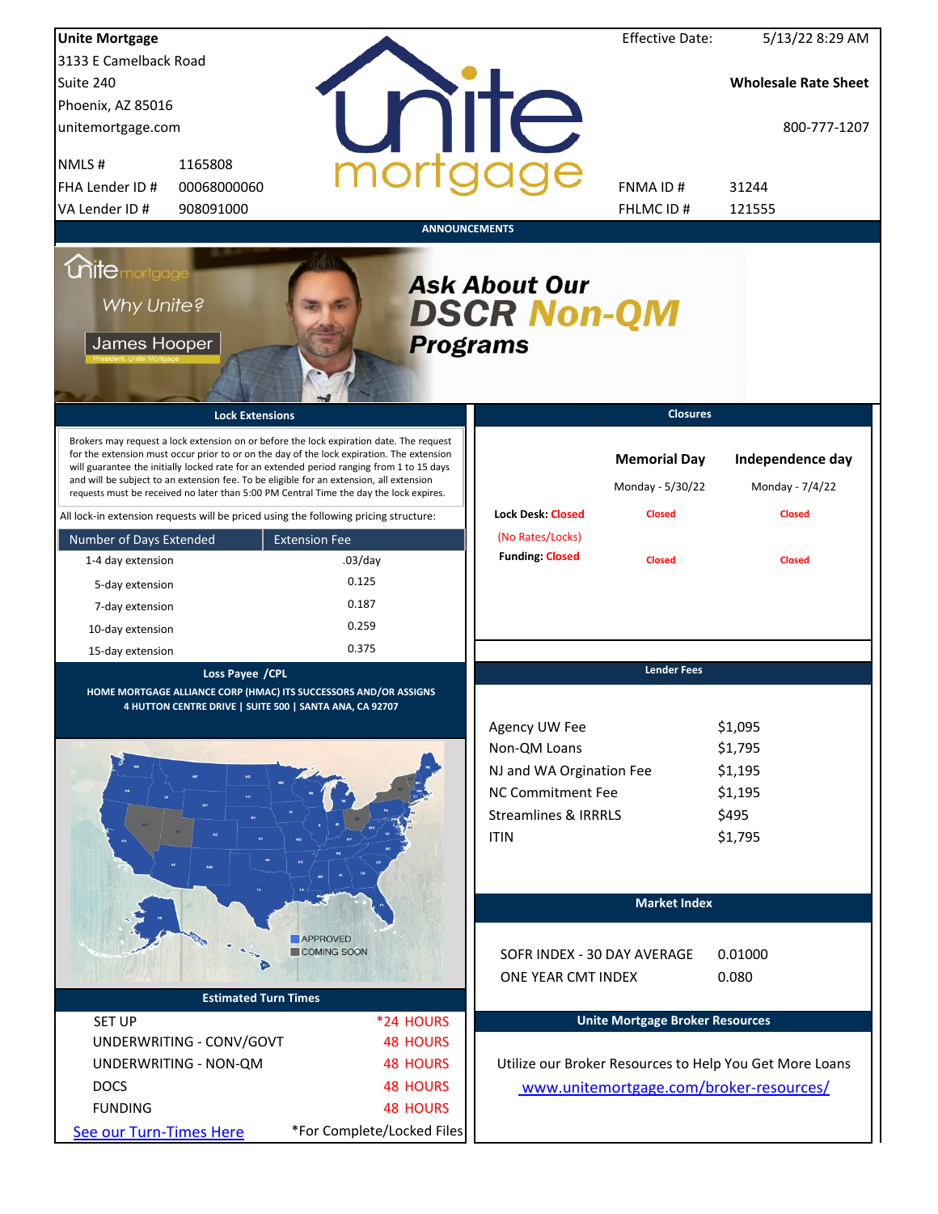**Unite Mortgage**
3133 E Camelback Road
Suite 240
Phoenix, AZ 85016
unitemortgage.com

| | |
|---|---|
| NMLS # | 1165808 |
| FHA Lender ID # | 00068000060 |
| VA Lender ID # | 908091000 |

Effective Date: 5/13/22 8:29 AM

**Wholesale Rate Sheet**

800-777-1207

| | |
|---|---|
| FNMA ID # | 31244 |
| FHLMC ID # | 121555 |

## ANNOUNCEMENTS

Why Unite?
James Hooper
President, Unite Mortgage

***Ask About Our DSCR Non-QM Programs***

## Lock Extensions

Brokers may request a lock extension on or before the lock expiration date. The request for the extension must occur prior to or on the day of the lock expiration. The extension will guarantee the initially locked rate for an extended period ranging from 1 to 15 days and will be subject to an extension fee. To be eligible for an extension, all extension requests must be received no later than 5:00 PM Central Time the day the lock expires.

All lock-in extension requests will be priced using the following pricing structure:

| Number of Days Extended | Extension Fee |
|---|---|
| 1-4 day extension | .03/day |
| 5-day extension | 0.125 |
| 7-day extension | 0.187 |
| 10-day extension | 0.259 |
| 15-day extension | 0.375 |

## Closures

| | Memorial Day | Independence day |
|---|---|---|
| | Monday - 5/30/22 | Monday - 7/4/22 |
| Lock Desk: Closed (No Rates/Locks) | Closed | Closed |
| Funding: Closed | Closed | Closed |

## Loss Payee /CPL

HOME MORTGAGE ALLIANCE CORP (HMAC) ITS SUCCESSORS AND/OR ASSIGNS
4 HUTTON CENTRE DRIVE | SUITE 500 | SANTA ANA, CA 92707

APPROVED
COMING SOON

## Lender Fees

| | |
|---|---|
| Agency UW Fee | $1,095 |
| Non-QM Loans | $1,795 |
| NJ and WA Orgination Fee | $1,195 |
| NC Commitment Fee | $1,195 |
| Streamlines & IRRRLS | $495 |
| ITIN | $1,795 |

## Market Index

| | |
|---|---|
| SOFR INDEX - 30 DAY AVERAGE | 0.01000 |
| ONE YEAR CMT INDEX | 0.080 |

## Estimated Turn Times

| | |
|---|---|
| SET UP | *24 HOURS |
| UNDERWRITING - CONV/GOVT | 48 HOURS |
| UNDERWRITING - NON-QM | 48 HOURS |
| DOCS | 48 HOURS |
| FUNDING | 48 HOURS |

See our Turn-Times Here

*For Complete/Locked Files

## Unite Mortgage Broker Resources

Utilize our Broker Resources to Help You Get More Loans
www.unitemortgage.com/broker-resources/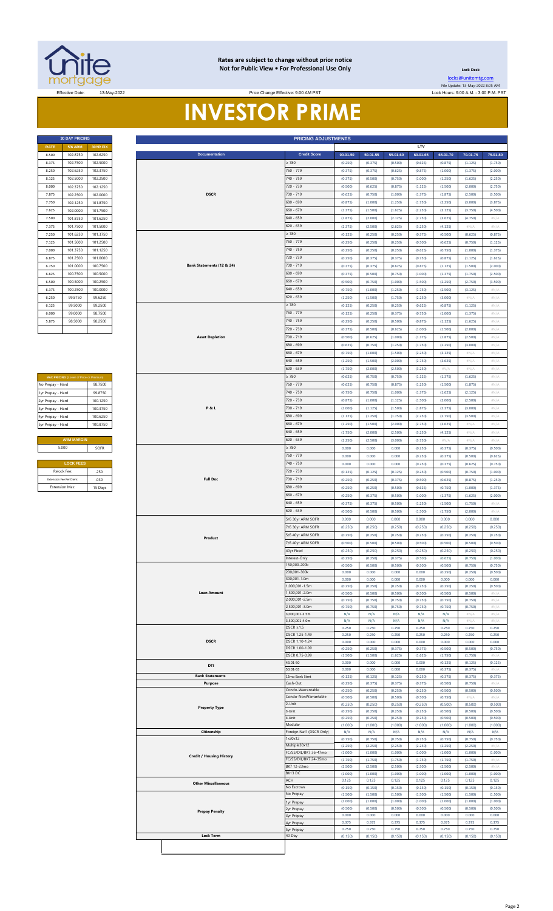Rates are subject to change without prior notice
Not for Public View • For Professional Use Only

**Lock Desk**

locks@unitemtg.com

File Update: 13-May-2022 8:05 AM

Effective Date: 13-May-2022

Price Change Effective: 9:00 AM PST

Lock Hours: 9:00 A.M. - 3:00 P.M. PST

# INVESTOR PRIME

| 30 DAY PRICING | | |
|---|---|---|
| RATE | 5/6 ARM | 30YR FIX |
| 8.500 | 102.8750 | 102.6250 |
| 8.375 | 102.7500 | 102.5000 |
| 8.250 | 102.6250 | 102.3750 |
| 8.125 | 102.5000 | 102.2500 |
| 8.000 | 102.3750 | 102.1250 |
| 7.875 | 102.2500 | 102.0000 |
| 7.750 | 102.1250 | 101.8750 |
| 7.625 | 102.0000 | 101.7500 |
| 7.500 | 101.8750 | 101.6250 |
| 7.375 | 101.7500 | 101.5000 |
| 7.250 | 101.6250 | 101.3750 |
| 7.125 | 101.5000 | 101.2500 |
| 7.000 | 101.3750 | 101.1250 |
| 6.875 | 101.2500 | 101.0000 |
| 6.750 | 101.0000 | 100.7500 |
| 6.625 | 100.7500 | 100.5000 |
| 6.500 | 100.5000 | 100.2500 |
| 6.375 | 100.2500 | 100.0000 |
| 6.250 | 99.8750 | 99.6250 |
| 6.125 | 99.5000 | 99.2500 |
| 6.000 | 99.0000 | 98.7500 |
| 5.875 | 98.5000 | 98.2500 |

| MAX PRICING (Lower of Price or Premium) | |
|---|---|
| No Prepay - Hard | 98.7500 |
| 1yr Prepay - Hard | 99.8750 |
| 2yr Prepay - Hard | 100.1250 |
| 3yr Prepay - Hard | 100.3750 |
| 4yr Prepay - Hard | 100.6250 |
| 5yr Prepay - Hard | 100.8750 |

| ARM MARGIN | |
|---|---|
| 5.000 | SOFR |

| LOCK FEES | |
|---|---|
| Relock Fee: | .250 |
| Extension Fee Per Diem: | .030 |
| Extension Max: | 15 Days |

| PRICING ADJUSTMENTS | | | | | | | | |
|---|---|---|---|---|---|---|---|---|
| | | LTV | | | | | | |
| Documentation | Credit Score | 00.01-50 | 50.01-55 | 55.01-60 | 60.01-65 | 65.01-70 | 70.01-75 | 75.01-80 |
| DSCR | ≥ 780 | (0.250) | (0.375) | (0.500) | (0.625) | (0.875) | (1.125) | (1.750) |
| | 760 - 779 | (0.375) | (0.375) | (0.625) | (0.875) | (1.000) | (1.375) | (2.000) |
| | 740 - 759 | (0.375) | (0.500) | (0.750) | (1.000) | (1.250) | (1.625) | (2.250) |
| | 720 - 739 | (0.500) | (0.625) | (0.875) | (1.125) | (1.500) | (2.000) | (2.750) |
| | 700 - 719 | (0.625) | (0.750) | (1.000) | (1.375) | (1.875) | (2.500) | (3.500) |
| | 680 - 699 | (0.875) | (1.000) | (1.250) | (1.750) | (2.250) | (3.000) | (3.875) |
| | 660 - 679 | (1.375) | (1.500) | (1.625) | (2.250) | (3.125) | (3.750) | (4.500) |
| | 640 - 659 | (1.875) | (2.000) | (2.125) | (2.750) | (3.625) | (4.750) | #N/A |
| | 620 - 639 | (2.375) | (2.500) | (2.625) | (3.250) | (4.125) | #N/A | #N/A |
| Bank Statements (12 & 24) | ≥ 780 | (0.125) | (0.250) | (0.250) | (0.375) | (0.500) | (0.625) | (0.875) |
| | 760 - 779 | (0.250) | (0.250) | (0.250) | (0.500) | (0.625) | (0.750) | (1.125) |
| | 740 - 759 | (0.250) | (0.250) | (0.250) | (0.625) | (0.750) | (1.000) | (1.375) |
| | 720 - 739 | (0.250) | (0.375) | (0.375) | (0.750) | (0.875) | (1.125) | (1.625) |
| | 700 - 719 | (0.375) | (0.375) | (0.625) | (0.875) | (1.125) | (1.500) | (2.000) |
| | 680 - 699 | (0.375) | (0.500) | (0.750) | (1.000) | (1.375) | (1.750) | (2.500) |
| | 660 - 679 | (0.500) | (0.750) | (1.000) | (1.500) | (2.250) | (2.750) | (3.500) |
| | 640 - 659 | (0.750) | (1.000) | (1.250) | (1.750) | (2.500) | (3.125) | #N/A |
| | 620 - 639 | (1.250) | (1.500) | (1.750) | (2.250) | (3.000) | #N/A | #N/A |
| Asset Depletion | ≥ 780 | (0.125) | (0.250) | (0.250) | (0.625) | (0.875) | (1.125) | #N/A |
| | 760 - 779 | (0.125) | (0.250) | (0.375) | (0.750) | (1.000) | (1.375) | #N/A |
| | 740 - 759 | (0.250) | (0.250) | (0.500) | (0.875) | (1.125) | (1.625) | #N/A |
| | 720 - 739 | (0.375) | (0.500) | (0.625) | (1.000) | (1.500) | (2.000) | #N/A |
| | 700 - 719 | (0.500) | (0.625) | (1.000) | (1.375) | (1.875) | (2.500) | #N/A |
| | 680 - 699 | (0.625) | (0.750) | (1.250) | (1.750) | (2.250) | (3.000) | #N/A |
| | 660 - 679 | (0.750) | (1.000) | (1.500) | (2.250) | (3.125) | #N/A | #N/A |
| | 640 - 659 | (1.250) | (1.500) | (2.000) | (2.750) | (3.625) | #N/A | #N/A |
| | 620 - 639 | (1.750) | (2.000) | (2.500) | (3.250) | #N/A | #N/A | #N/A |
| P & L | ≥ 780 | (0.625) | (0.750) | (0.750) | (1.125) | (1.375) | (1.625) | #N/A |
| | 760 - 779 | (0.625) | (0.750) | (0.875) | (1.250) | (1.500) | (1.875) | #N/A |
| | 740 - 759 | (0.750) | (0.750) | (1.000) | (1.375) | (1.625) | (2.125) | #N/A |
| | 720 - 739 | (0.875) | (1.000) | (1.125) | (1.500) | (2.000) | (2.500) | #N/A |
| | 700 - 719 | (1.000) | (1.125) | (1.500) | (1.875) | (2.375) | (3.000) | #N/A |
| | 680 - 699 | (1.125) | (1.250) | (1.750) | (2.250) | (2.750) | (3.500) | #N/A |
| | 660 - 679 | (1.250) | (1.500) | (2.000) | (2.750) | (3.625) | #N/A | #N/A |
| | 640 - 659 | (1.750) | (2.000) | (2.500) | (3.250) | (4.125) | #N/A | #N/A |
| | 620 - 639 | (2.250) | (2.500) | (3.000) | (3.750) | #N/A | #N/A | #N/A |
| Full Doc | ≥ 780 | 0.000 | 0.000 | 0.000 | (0.250) | (0.375) | (0.375) | (0.500) |
| | 760 - 779 | 0.000 | 0.000 | 0.000 | (0.250) | (0.375) | (0.500) | (0.625) |
| | 740 - 759 | 0.000 | 0.000 | 0.000 | (0.250) | (0.375) | (0.625) | (0.750) |
| | 720 - 739 | (0.125) | (0.125) | (0.125) | (0.250) | (0.500) | (0.750) | (1.000) |
| | 700 - 719 | (0.250) | (0.250) | (0.375) | (0.500) | (0.625) | (0.875) | (1.250) |
| | 680 - 699 | (0.250) | (0.250) | (0.500) | (0.625) | (0.750) | (1.000) | (1.375) |
| | 660 - 679 | (0.250) | (0.375) | (0.500) | (1.000) | (1.375) | (1.625) | (2.000) |
| | 640 - 659 | (0.375) | (0.375) | (0.500) | (1.250) | (1.500) | (1.750) | #N/A |
| | 620 - 639 | (0.500) | (0.500) | (0.500) | (1.500) | (1.750) | (2.000) | #N/A |
| Product | 5/6 30yr ARM SOFR | 0.000 | 0.000 | 0.000 | 0.000 | 0.000 | 0.000 | 0.000 |
| | 7/6 30yr ARM SOFR | (0.250) | (0.250) | (0.250) | (0.250) | (0.250) | (0.250) | (0.250) |
| | 5/6 40yr ARM SOFR | (0.250) | (0.250) | (0.250) | (0.250) | (0.250) | (0.250) | (0.250) |
| | 7/6 40yr ARM SOFR | (0.500) | (0.500) | (0.500) | (0.500) | (0.500) | (0.500) | (0.500) |
| | 40yr Fixed | (0.250) | (0.250) | (0.250) | (0.250) | (0.250) | (0.250) | (0.250) |
| | Interest-Only | (0.250) | (0.250) | (0.375) | (0.500) | (0.625) | (0.750) | (1.000) |
| Loan Amount | 150,000-200k | (0.500) | (0.500) | (0.500) | (0.500) | (0.500) | (0.750) | (0.750) |
| | 200,001-300k | 0.000 | 0.000 | 0.000 | 0.000 | (0.250) | (0.250) | (0.500) |
| | 300,001-1.0m | 0.000 | 0.000 | 0.000 | 0.000 | 0.000 | 0.000 | 0.000 |
| | 1,000,001-1.5m | (0.250) | (0.250) | (0.250) | (0.250) | (0.250) | (0.250) | (0.500) |
| | 1,500,001-2.0m | (0.500) | (0.500) | (0.500) | (0.500) | (0.500) | (0.500) | #N/A |
| | 2,000,001-2.5m | (0.750) | (0.750) | (0.750) | (0.750) | (0.750) | (0.750) | #N/A |
| | 2,500,001-3.0m | (0.750) | (0.750) | (0.750) | (0.750) | (0.750) | (0.750) | #N/A |
| | 3,000,001-3.5m | N/A | N/A | N/A | N/A | N/A | #N/A | #N/A |
| | 3,500,001-4.0m | N/A | N/A | N/A | N/A | N/A | #N/A | #N/A |
| DSCR | DSCR ≥1.5 | 0.250 | 0.250 | 0.250 | 0.250 | 0.250 | 0.250 | 0.250 |
| | DSCR 1.25-1.49 | 0.250 | 0.250 | 0.250 | 0.250 | 0.250 | 0.250 | 0.250 |
| | DSCR 1.10-1.24 | 0.000 | 0.000 | 0.000 | 0.000 | 0.000 | 0.000 | 0.000 |
| | DSCR 1.00-1.09 | (0.250) | (0.250) | (0.375) | (0.375) | (0.500) | (0.500) | (0.750) |
| | DSCR 0.75-0.99 | (1.500) | (1.500) | (1.625) | (1.625) | (1.750) | (1.750) | #N/A |
| DTI | 43.01-50 | 0.000 | 0.000 | 0.000 | 0.000 | (0.125) | (0.125) | (0.125) |
| | 50.01-55 | 0.000 | 0.000 | 0.000 | 0.000 | (0.375) | (0.375) | #N/A |
| Bank Statements | 12mo Bank Stmt | (0.125) | (0.125) | (0.125) | (0.250) | (0.375) | (0.375) | (0.375) |
| Purpose | Cash-Out | (0.250) | (0.375) | (0.375) | (0.375) | (0.500) | (0.750) | #N/A |
| Property Type | Condo-Warrantable | (0.250) | (0.250) | (0.250) | (0.250) | (0.500) | (0.500) | (0.500) |
| | Condo-NonWarrantable | (0.500) | (0.500) | (0.500) | (0.500) | (0.750) | #N/A | #N/A |
| | 2-Unit | (0.250) | (0.250) | (0.250) | (0.250) | (0.500) | (0.500) | (0.500) |
| | 3-Unit | (0.250) | (0.250) | (0.250) | (0.250) | (0.500) | (0.500) | (0.500) |
| | 4-Unit | (0.250) | (0.250) | (0.250) | (0.250) | (0.500) | (0.500) | (0.500) |
| | Modular | (1.000) | (1.000) | (1.000) | (1.000) | (1.000) | (1.000) | (1.000) |
| Citizenship | Foreign Nat'l (DSCR Only) | N/A | N/A | N/A | N/A | N/A | N/A | N/A |
| Credit / Housing History | 1x30x12 | (0.750) | (0.750) | (0.750) | (0.750) | (0.750) | (0.750) | (0.750) |
| | Multiple30x12 | (2.250) | (2.250) | (2.250) | (2.250) | (2.250) | (2.250) | #N/A |
| | FC/SS/DIL/BK7 36-47mo | (1.000) | (1.000) | (1.000) | (1.000) | (1.000) | (1.000) | (1.000) |
| | FC/SS/DIL/BK7 24-35mo | (1.750) | (1.750) | (1.750) | (1.750) | (1.750) | (1.750) | #N/A |
| | BK7 12-23mo | (2.500) | (2.500) | (2.500) | (2.500) | (2.500) | (2.500) | #N/A |
| | BK13 DC | (1.000) | (1.000) | (1.000) | (1.000) | (1.000) | (1.000) | (1.000) |
| Other Miscellaneous | ACH | 0.125 | 0.125 | 0.125 | 0.125 | 0.125 | 0.125 | 0.125 |
| | No Escrows | (0.150) | (0.150) | (0.150) | (0.150) | (0.150) | (0.150) | (0.150) |
| Prepay Penalty | No Prepay | (1.500) | (1.500) | (1.500) | (1.500) | (1.500) | (1.500) | (1.500) |
| | 1yr Prepay | (1.000) | (1.000) | (1.000) | (1.000) | (1.000) | (1.000) | (1.000) |
| | 2yr Prepay | (0.500) | (0.500) | (0.500) | (0.500) | (0.500) | (0.500) | (0.500) |
| | 3yr Prepay | 0.000 | 0.000 | 0.000 | 0.000 | 0.000 | 0.000 | 0.000 |
| | 4yr Prepay | 0.375 | 0.375 | 0.375 | 0.375 | 0.375 | 0.375 | 0.375 |
| | 5yr Prepay | 0.750 | 0.750 | 0.750 | 0.750 | 0.750 | 0.750 | 0.750 |
| Lock Term | 40 Day | (0.150) | (0.150) | (0.150) | (0.150) | (0.150) | (0.150) | (0.150) |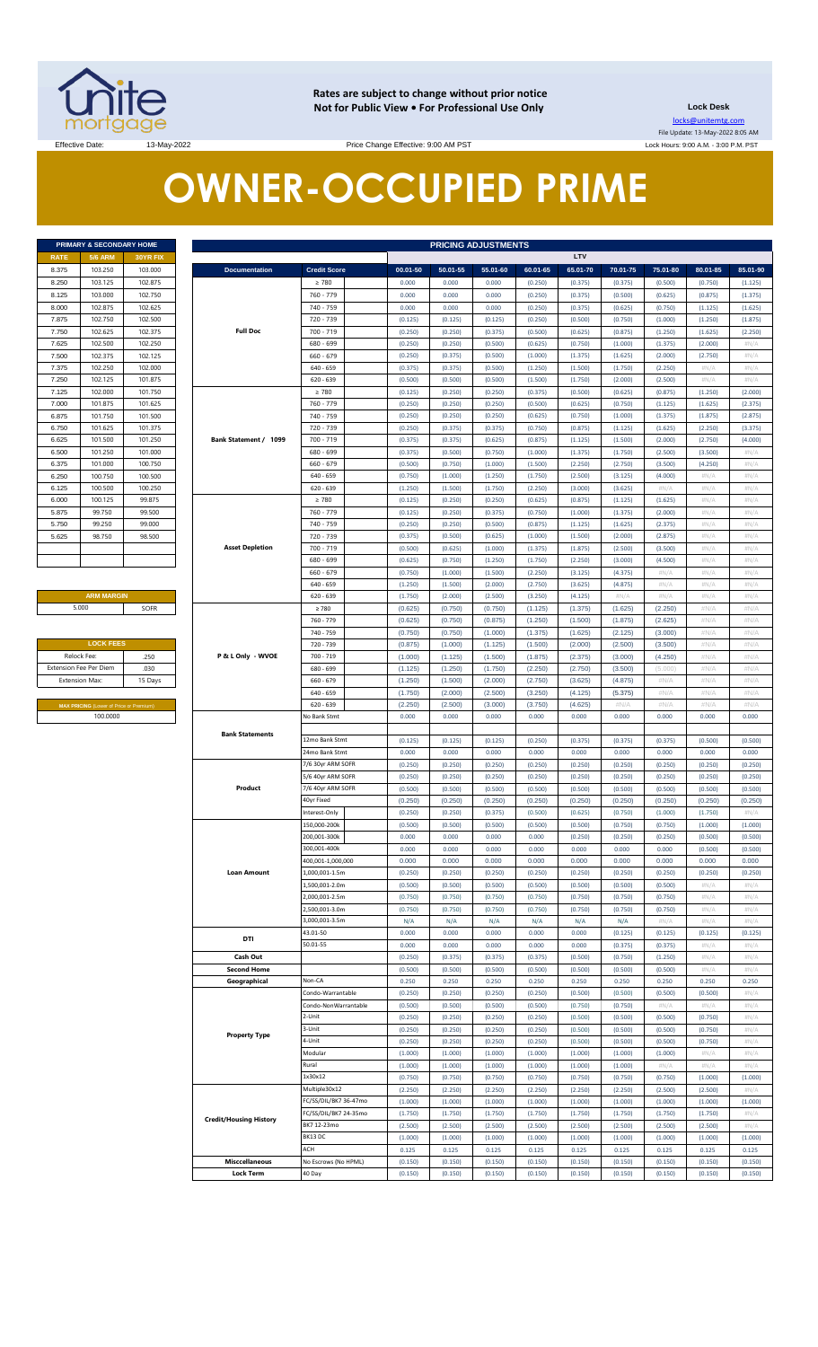Rates are subject to change without prior notice
Not for Public View • For Professional Use Only

**Lock Desk**
locks@unitemtg.com
File Update: 13-May-2022 8:05 AM
Lock Hours: 9:00 A.M. - 3:00 P.M. PST

Effective Date: 13-May-2022 Price Change Effective: 9:00 AM PST

# OWNER-OCCUPIED PRIME

| PRIMARY & SECONDARY HOME | | |
|---|---|---|
| RATE | 5/6 ARM | 30YR FIX |
| 8.375 | 103.250 | 103.000 |
| 8.250 | 103.125 | 102.875 |
| 8.125 | 103.000 | 102.750 |
| 8.000 | 102.875 | 102.625 |
| 7.875 | 102.750 | 102.500 |
| 7.750 | 102.625 | 102.375 |
| 7.625 | 102.500 | 102.250 |
| 7.500 | 102.375 | 102.125 |
| 7.375 | 102.250 | 102.000 |
| 7.250 | 102.125 | 101.875 |
| 7.125 | 102.000 | 101.750 |
| 7.000 | 101.875 | 101.625 |
| 6.875 | 101.750 | 101.500 |
| 6.750 | 101.625 | 101.375 |
| 6.625 | 101.500 | 101.250 |
| 6.500 | 101.250 | 101.000 |
| 6.375 | 101.000 | 100.750 |
| 6.250 | 100.750 | 100.500 |
| 6.125 | 100.500 | 100.250 |
| 6.000 | 100.125 | 99.875 |
| 5.875 | 99.750 | 99.500 |
| 5.750 | 99.250 | 99.000 |
| 5.625 | 98.750 | 98.500 |

| ARM MARGIN | |
|---|---|
| 5.000 | SOFR |

| LOCK FEES | |
|---|---|
| Relock Fee: | .250 |
| Extension Fee Per Diem | .030 |
| Extension Max: | 15 Days |

| MAX PRICING (Lower of Price or Premium) |
|---|
| 100.0000 |

| PRICING ADJUSTMENTS | | | | | | | | | | |
|---|---|---|---|---|---|---|---|---|---|---|
| | | LTV | | | | | | | | |
| Documentation | Credit Score | 00.01-50 | 50.01-55 | 55.01-60 | 60.01-65 | 65.01-70 | 70.01-75 | 75.01-80 | 80.01-85 | 85.01-90 |
| Full Doc | ≥ 780 | 0.000 | 0.000 | 0.000 | (0.250) | (0.375) | (0.375) | (0.500) | (0.750) | (1.125) |
| | 760 - 779 | 0.000 | 0.000 | 0.000 | (0.250) | (0.375) | (0.500) | (0.625) | (0.875) | (1.375) |
| | 740 - 759 | 0.000 | 0.000 | 0.000 | (0.250) | (0.375) | (0.625) | (0.750) | (1.125) | (1.625) |
| | 720 - 739 | (0.125) | (0.125) | (0.125) | (0.250) | (0.500) | (0.750) | (1.000) | (1.250) | (1.875) |
| | 700 - 719 | (0.250) | (0.250) | (0.375) | (0.500) | (0.625) | (0.875) | (1.250) | (1.625) | (2.250) |
| | 680 - 699 | (0.250) | (0.250) | (0.500) | (0.625) | (0.750) | (1.000) | (1.375) | (2.000) | #N/A |
| | 660 - 679 | (0.250) | (0.375) | (0.500) | (1.000) | (1.375) | (1.625) | (2.000) | (2.750) | #N/A |
| | 640 - 659 | (0.375) | (0.375) | (0.500) | (1.250) | (1.500) | (1.750) | (2.250) | #N/A | #N/A |
| | 620 - 639 | (0.500) | (0.500) | (0.500) | (1.500) | (1.750) | (2.000) | (2.500) | #N/A | #N/A |
| Bank Statement / 1099 | ≥ 780 | (0.125) | (0.250) | (0.250) | (0.375) | (0.500) | (0.625) | (0.875) | (1.250) | (2.000) |
| | 760 - 779 | (0.250) | (0.250) | (0.250) | (0.500) | (0.625) | (0.750) | (1.125) | (1.625) | (2.375) |
| | 740 - 759 | (0.250) | (0.250) | (0.250) | (0.625) | (0.750) | (1.000) | (1.375) | (1.875) | (2.875) |
| | 720 - 739 | (0.250) | (0.375) | (0.375) | (0.750) | (0.875) | (1.125) | (1.625) | (2.250) | (3.375) |
| | 700 - 719 | (0.375) | (0.375) | (0.625) | (0.875) | (1.125) | (1.500) | (2.000) | (2.750) | (4.000) |
| | 680 - 699 | (0.375) | (0.500) | (0.750) | (1.000) | (1.375) | (1.750) | (2.500) | (3.500) | #N/A |
| | 660 - 679 | (0.500) | (0.750) | (1.000) | (1.500) | (2.250) | (2.750) | (3.500) | (4.250) | #N/A |
| | 640 - 659 | (0.750) | (1.000) | (1.250) | (1.750) | (2.500) | (3.125) | (4.000) | #N/A | #N/A |
| | 620 - 639 | (1.250) | (1.500) | (1.750) | (2.250) | (3.000) | (3.625) | #N/A | #N/A | #N/A |
| Asset Depletion | ≥ 780 | (0.125) | (0.250) | (0.250) | (0.625) | (0.875) | (1.125) | (1.625) | #N/A | #N/A |
| | 760 - 779 | (0.125) | (0.250) | (0.375) | (0.750) | (1.000) | (1.375) | (2.000) | #N/A | #N/A |
| | 740 - 759 | (0.250) | (0.250) | (0.500) | (0.875) | (1.125) | (1.625) | (2.375) | #N/A | #N/A |
| | 720 - 739 | (0.375) | (0.500) | (0.625) | (1.000) | (1.500) | (2.000) | (2.875) | #N/A | #N/A |
| | 700 - 719 | (0.500) | (0.625) | (1.000) | (1.375) | (1.875) | (2.500) | (3.500) | #N/A | #N/A |
| | 680 - 699 | (0.625) | (0.750) | (1.250) | (1.750) | (2.250) | (3.000) | (4.500) | #N/A | #N/A |
| | 660 - 679 | (0.750) | (1.000) | (1.500) | (2.250) | (3.125) | (4.375) | #N/A | #N/A | #N/A |
| | 640 - 659 | (1.250) | (1.500) | (2.000) | (2.750) | (3.625) | (4.875) | #N/A | #N/A | #N/A |
| | 620 - 639 | (1.750) | (2.000) | (2.500) | (3.250) | (4.125) | #N/A | #N/A | #N/A | #N/A |
| P & L Only - WVOE | ≥ 780 | (0.625) | (0.750) | (0.750) | (1.125) | (1.375) | (1.625) | (2.250) | #N/A | #N/A |
| | 760 - 779 | (0.625) | (0.750) | (0.875) | (1.250) | (1.500) | (1.875) | (2.625) | #N/A | #N/A |
| | 740 - 759 | (0.750) | (0.750) | (1.000) | (1.375) | (1.625) | (2.125) | (3.000) | #N/A | #N/A |
| | 720 - 739 | (0.875) | (1.000) | (1.125) | (1.500) | (2.000) | (2.500) | (3.500) | #N/A | #N/A |
| | 700 - 719 | (1.000) | (1.125) | (1.500) | (1.875) | (2.375) | (3.000) | (4.250) | #N/A | #N/A |
| | 680 - 699 | (1.125) | (1.250) | (1.750) | (2.250) | (2.750) | (3.500) | (5.000) | #N/A | #N/A |
| | 660 - 679 | (1.250) | (1.500) | (2.000) | (2.750) | (3.625) | (4.875) | #N/A | #N/A | #N/A |
| | 640 - 659 | (1.750) | (2.000) | (2.500) | (3.250) | (4.125) | (5.375) | #N/A | #N/A | #N/A |
| | 620 - 639 | (2.250) | (2.500) | (3.000) | (3.750) | (4.625) | #N/A | #N/A | #N/A | #N/A |
| Bank Statements | No Bank Stmt | 0.000 | 0.000 | 0.000 | 0.000 | 0.000 | 0.000 | 0.000 | 0.000 | 0.000 |
| | 12mo Bank Stmt | (0.125) | (0.125) | (0.125) | (0.250) | (0.375) | (0.375) | (0.375) | (0.500) | (0.500) |
| | 24mo Bank Stmt | 0.000 | 0.000 | 0.000 | 0.000 | 0.000 | 0.000 | 0.000 | 0.000 | 0.000 |
| Product | 7/6 30yr ARM SOFR | (0.250) | (0.250) | (0.250) | (0.250) | (0.250) | (0.250) | (0.250) | (0.250) | (0.250) |
| | 5/6 40yr ARM SOFR | (0.250) | (0.250) | (0.250) | (0.250) | (0.250) | (0.250) | (0.250) | (0.250) | (0.250) |
| | 7/6 40yr ARM SOFR | (0.500) | (0.500) | (0.500) | (0.500) | (0.500) | (0.500) | (0.500) | (0.500) | (0.500) |
| | 40yr Fixed | (0.250) | (0.250) | (0.250) | (0.250) | (0.250) | (0.250) | (0.250) | (0.250) | (0.250) |
| | Interest-Only | (0.250) | (0.250) | (0.375) | (0.500) | (0.625) | (0.750) | (1.000) | (1.750) | #N/A |
| Loan Amount | 150,000-200k | (0.500) | (0.500) | (0.500) | (0.500) | (0.500) | (0.750) | (0.750) | (1.000) | (1.000) |
| | 200,001-300k | 0.000 | 0.000 | 0.000 | 0.000 | (0.250) | (0.250) | (0.250) | (0.500) | (0.500) |
| | 300,001-400k | 0.000 | 0.000 | 0.000 | 0.000 | 0.000 | 0.000 | 0.000 | (0.500) | (0.500) |
| | 400,001-1,000,000 | 0.000 | 0.000 | 0.000 | 0.000 | 0.000 | 0.000 | 0.000 | 0.000 | 0.000 |
| | 1,000,001-1.5m | (0.250) | (0.250) | (0.250) | (0.250) | (0.250) | (0.250) | (0.250) | (0.250) | (0.250) |
| | 1,500,001-2.0m | (0.500) | (0.500) | (0.500) | (0.500) | (0.500) | (0.500) | (0.500) | #N/A | #N/A |
| | 2,000,001-2.5m | (0.750) | (0.750) | (0.750) | (0.750) | (0.750) | (0.750) | (0.750) | #N/A | #N/A |
| | 2,500,001-3.0m | (0.750) | (0.750) | (0.750) | (0.750) | (0.750) | (0.750) | (0.750) | #N/A | #N/A |
| | 3,000,001-3.5m | N/A | N/A | N/A | N/A | N/A | N/A | #N/A | #N/A | #N/A |
| DTI | 43.01-50 | 0.000 | 0.000 | 0.000 | 0.000 | 0.000 | (0.125) | (0.125) | (0.125) | (0.125) |
| | 50.01-55 | 0.000 | 0.000 | 0.000 | 0.000 | 0.000 | (0.375) | (0.375) | #N/A | #N/A |
| Cash Out | | (0.250) | (0.375) | (0.375) | (0.375) | (0.500) | (0.750) | (1.250) | #N/A | #N/A |
| Second Home | | (0.500) | (0.500) | (0.500) | (0.500) | (0.500) | (0.500) | (0.500) | #N/A | #N/A |
| Geographical | Non-CA | 0.250 | 0.250 | 0.250 | 0.250 | 0.250 | 0.250 | 0.250 | 0.250 | 0.250 |
| Property Type | Condo-Warrantable | (0.250) | (0.250) | (0.250) | (0.250) | (0.500) | (0.500) | (0.500) | (0.500) | #N/A |
| | Condo-NonWarrantable | (0.500) | (0.500) | (0.500) | (0.500) | (0.750) | (0.750) | #N/A | #N/A | #N/A |
| | 2-Unit | (0.250) | (0.250) | (0.250) | (0.250) | (0.500) | (0.500) | (0.500) | (0.750) | #N/A |
| | 3-Unit | (0.250) | (0.250) | (0.250) | (0.250) | (0.500) | (0.500) | (0.500) | (0.750) | #N/A |
| | 4-Unit | (0.250) | (0.250) | (0.250) | (0.250) | (0.500) | (0.500) | (0.500) | (0.750) | #N/A |
| | Modular | (1.000) | (1.000) | (1.000) | (1.000) | (1.000) | (1.000) | (1.000) | #N/A | #N/A |
| | Rural | (1.000) | (1.000) | (1.000) | (1.000) | (1.000) | (1.000) | #N/A | #N/A | #N/A |
| Credit/Housing History | 1x30x12 | (0.750) | (0.750) | (0.750) | (0.750) | (0.750) | (0.750) | (0.750) | (1.000) | (1.000) |
| | Multiple30x12 | (2.250) | (2.250) | (2.250) | (2.250) | (2.250) | (2.250) | (2.500) | (2.500) | #N/A |
| | FC/SS/DIL/BK7 36-47mo | (1.000) | (1.000) | (1.000) | (1.000) | (1.000) | (1.000) | (1.000) | (1.000) | (1.000) |
| | FC/SS/DIL/BK7 24-35mo | (1.750) | (1.750) | (1.750) | (1.750) | (1.750) | (1.750) | (1.750) | (1.750) | #N/A |
| | BK7 12-23mo | (2.500) | (2.500) | (2.500) | (2.500) | (2.500) | (2.500) | (2.500) | (2.500) | #N/A |
| | BK13 DC | (1.000) | (1.000) | (1.000) | (1.000) | (1.000) | (1.000) | (1.000) | (1.000) | (1.000) |
| | ACH | 0.125 | 0.125 | 0.125 | 0.125 | 0.125 | 0.125 | 0.125 | 0.125 | 0.125 |
| Misccellaneous | No Escrows (No HPML) | (0.150) | (0.150) | (0.150) | (0.150) | (0.150) | (0.150) | (0.150) | (0.150) | (0.150) |
| Lock Term | 40 Day | (0.150) | (0.150) | (0.150) | (0.150) | (0.150) | (0.150) | (0.150) | (0.150) | (0.150) |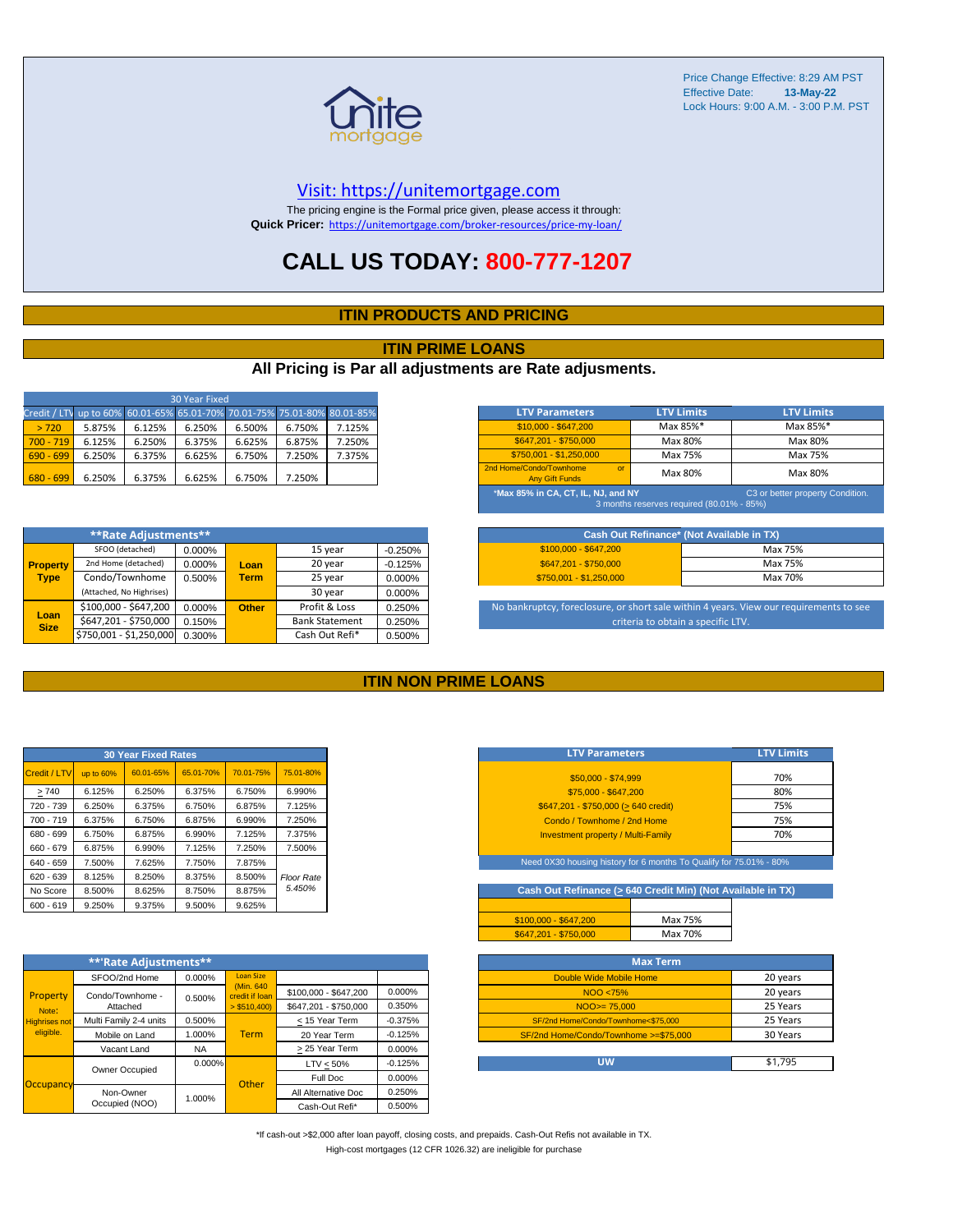Price Change Effective: 8:29 AM PST
Effective Date: **13-May-22**
Lock Hours: 9:00 A.M. - 3:00 P.M. PST

unite mortgage

Visit: https://unitemortgage.com

The pricing engine is the Formal price given, please access it through:
**Quick Pricer:** https://unitemortgage.com/broker-resources/price-my-loan/

# CALL US TODAY: 800-777-1207

## ITIN PRODUCTS AND PRICING

## ITIN PRIME LOANS

**All Pricing is Par all adjustments are Rate adjusments.**

| 30 Year Fixed | | | | | | |
|---|---|---|---|---|---|---|
| Credit / LTV | up to 60% | 60.01-65% | 65.01-70% | 70.01-75% | 75.01-80% | 80.01-85% |
| > 720 | 5.875% | 6.125% | 6.250% | 6.500% | 6.750% | 7.125% |
| 700 - 719 | 6.125% | 6.250% | 6.375% | 6.625% | 6.875% | 7.250% |
| 690 - 699 | 6.250% | 6.375% | 6.625% | 6.750% | 7.250% | 7.375% |
| 680 - 699 | 6.250% | 6.375% | 6.625% | 6.750% | 7.250% | |

| LTV Parameters | LTV Limits | LTV Limits |
|---|---|---|
| $10,000 - $647,200 | Max 85%* | Max 85%* |
| $647,201 - $750,000 | Max 80% | Max 80% |
| $750,001 - $1,250,000 | Max 75% | Max 75% |
| 2nd Home/Condo/Townhome or Any Gift Funds | Max 80% | Max 80% |

*Max 85% in CA, CT, IL, NJ, and NY — C3 or better property Condition. 3 months reserves required (80.01% - 85%)

| **Rate Adjustments** | | | | | |
|---|---|---|---|---|---|
| Property Type | SFOO (detached) | 0.000% | Loan Term | 15 year | -0.250% |
| | 2nd Home (detached) | 0.000% | | 20 year | -0.125% |
| | Condo/Townhome | 0.500% | | 25 year | 0.000% |
| | (Attached, No Highrises) | | | 30 year | 0.000% |
| Loan Size | $100,000 - $647,200 | 0.000% | Other | Profit & Loss | 0.250% |
| | $647,201 - $750,000 | 0.150% | | Bank Statement | 0.250% |
| | $750,001 - $1,250,000 | 0.300% | | Cash Out Refi* | 0.500% |

| Cash Out Refinance* (Not Available in TX) | |
|---|---|
| $100,000 - $647,200 | Max 75% |
| $647,201 - $750,000 | Max 75% |
| $750,001 - $1,250,000 | Max 70% |

No bankruptcy, foreclosure, or short sale within 4 years. View our requirements to see criteria to obtain a specific LTV.

## ITIN NON PRIME LOANS

| 30 Year Fixed Rates | | | | | |
|---|---|---|---|---|---|
| Credit / LTV | up to 60% | 60.01-65% | 65.01-70% | 70.01-75% | 75.01-80% |
| > 740 | 6.125% | 6.250% | 6.375% | 6.750% | 6.990% |
| 720 - 739 | 6.250% | 6.375% | 6.750% | 6.875% | 7.125% |
| 700 - 719 | 6.375% | 6.750% | 6.875% | 6.990% | 7.250% |
| 680 - 699 | 6.750% | 6.875% | 6.990% | 7.125% | 7.375% |
| 660 - 679 | 6.875% | 6.990% | 7.125% | 7.250% | 7.500% |
| 640 - 659 | 7.500% | 7.625% | 7.750% | 7.875% | |
| 620 - 639 | 8.125% | 8.250% | 8.375% | 8.500% | *Floor Rate 5.450%* |
| No Score | 8.500% | 8.625% | 8.750% | 8.875% | |
| 600 - 619 | 9.250% | 9.375% | 9.500% | 9.625% | |

| LTV Parameters | LTV Limits |
|---|---|
| $50,000 - $74,999 | 70% |
| $75,000 - $647,200 | 80% |
| $647,201 - $750,000 (> 640 credit) | 75% |
| Condo / Townhome / 2nd Home | 75% |
| Investment property / Multi-Family | 70% |

Need 0X30 housing history for 6 months To Qualify for 75.01% - 80%

| Cash Out Refinance (> 640 Credit Min) (Not Available in TX) | |
|---|---|
| $100,000 - $647,200 | Max 75% |
| $647,201 - $750,000 | Max 70% |

| **Rate Adjustments** | | | | | |
|---|---|---|---|---|---|
| Property (Note: Highrises not eligible.) | SFOO/2nd Home | 0.000% | Loan Size (Min. 640 credit if loan > $510,400) | | |
| | Condo/Townhome - Attached | 0.500% | | $100,000 - $647,200 | 0.000% |
| | | | | $647,201 - $750,000 | 0.350% |
| | Multi Family 2-4 units | 0.500% | Term | < 15 Year Term | -0.375% |
| | Mobile on Land | 1.000% | | 20 Year Term | -0.125% |
| | Vacant Land | NA | | > 25 Year Term | 0.000% |
| Occupancy | Owner Occupied | 0.000% | Other | LTV < 50% | -0.125% |
| | | | | Full Doc | 0.000% |
| | Non-Owner Occupied (NOO) | 1.000% | | All Alternative Doc | 0.250% |
| | | | | Cash-Out Refi* | 0.500% |

| Max Term | |
|---|---|
| Double Wide Mobile Home | 20 years |
| NOO <75% | 20 years |
| NOO>= 75,000 | 25 Years |
| SF/2nd Home/Condo/Townhome<$75,000 | 25 Years |
| SF/2nd Home/Condo/Townhome >=$75,000 | 30 Years |

| UW | $1,795 |
|---|---|

*If cash-out >$2,000 after loan payoff, closing costs, and prepaids. Cash-Out Refis not available in TX.

High-cost mortgages (12 CFR 1026.32) are ineligible for purchase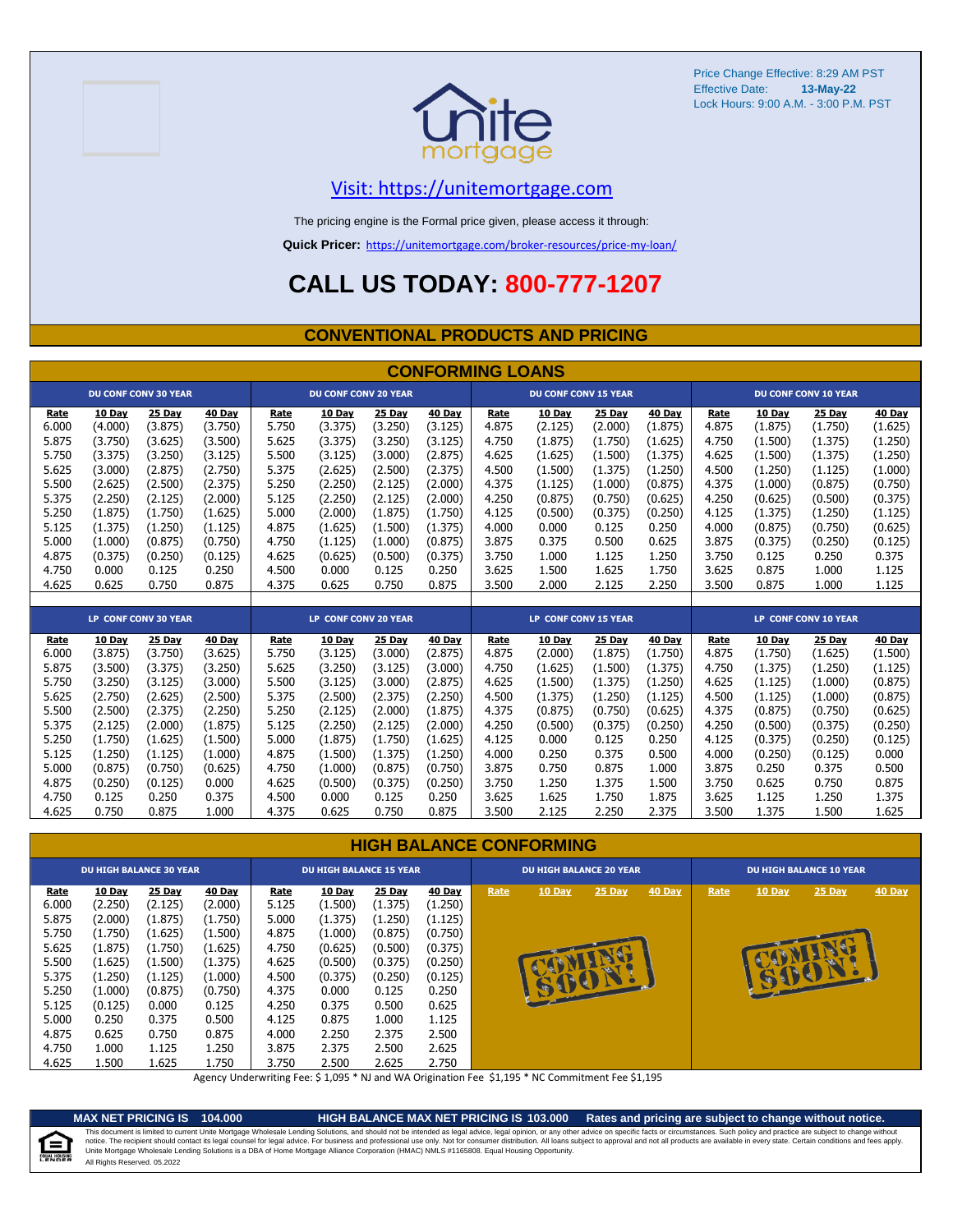Price Change Effective: 8:29 AM PST
Effective Date: **13-May-22**
Lock Hours: 9:00 A.M. - 3:00 P.M. PST

Visit: https://unitemortgage.com

The pricing engine is the Formal price given, please access it through:

**Quick Pricer:** https://unitemortgage.com/broker-resources/price-my-loan/

# CALL US TODAY: 800-777-1207

## CONVENTIONAL PRODUCTS AND PRICING

### CONFORMING LOANS

| DU CONF CONV 30 YEAR | | | | DU CONF CONV 20 YEAR | | | | DU CONF CONV 15 YEAR | | | | DU CONF CONV 10 YEAR | | | |
|---|---|---|---|---|---|---|---|---|---|---|---|---|---|---|---|
| Rate | 10 Day | 25 Day | 40 Day | Rate | 10 Day | 25 Day | 40 Day | Rate | 10 Day | 25 Day | 40 Day | Rate | 10 Day | 25 Day | 40 Day |
| 6.000 | (4.000) | (3.875) | (3.750) | 5.750 | (3.375) | (3.250) | (3.125) | 4.875 | (2.125) | (2.000) | (1.875) | 4.875 | (1.875) | (1.750) | (1.625) |
| 5.875 | (3.750) | (3.625) | (3.500) | 5.625 | (3.375) | (3.250) | (3.125) | 4.750 | (1.875) | (1.750) | (1.625) | 4.750 | (1.500) | (1.375) | (1.250) |
| 5.750 | (3.375) | (3.250) | (3.125) | 5.500 | (3.125) | (3.000) | (2.875) | 4.625 | (1.625) | (1.500) | (1.375) | 4.625 | (1.500) | (1.375) | (1.250) |
| 5.625 | (3.000) | (2.875) | (2.750) | 5.375 | (2.625) | (2.500) | (2.375) | 4.500 | (1.500) | (1.375) | (1.250) | 4.500 | (1.250) | (1.125) | (1.000) |
| 5.500 | (2.625) | (2.500) | (2.375) | 5.250 | (2.250) | (2.125) | (2.000) | 4.375 | (1.125) | (1.000) | (0.875) | 4.375 | (1.000) | (0.875) | (0.750) |
| 5.375 | (2.250) | (2.125) | (2.000) | 5.125 | (2.250) | (2.125) | (2.000) | 4.250 | (0.875) | (0.750) | (0.625) | 4.250 | (0.625) | (0.500) | (0.375) |
| 5.250 | (1.875) | (1.750) | (1.625) | 5.000 | (2.000) | (1.875) | (1.750) | 4.125 | (0.500) | (0.375) | (0.250) | 4.125 | (1.375) | (1.250) | (1.125) |
| 5.125 | (1.375) | (1.250) | (1.125) | 4.875 | (1.625) | (1.500) | (1.375) | 4.000 | 0.000 | 0.125 | 0.250 | 4.000 | (0.875) | (0.750) | (0.625) |
| 5.000 | (1.000) | (0.875) | (0.750) | 4.750 | (1.125) | (1.000) | (0.875) | 3.875 | 0.375 | 0.500 | 0.625 | 3.875 | (0.375) | (0.250) | (0.125) |
| 4.875 | (0.375) | (0.250) | (0.125) | 4.625 | (0.625) | (0.500) | (0.375) | 3.750 | 1.000 | 1.125 | 1.250 | 3.750 | 0.125 | 0.250 | 0.375 |
| 4.750 | 0.000 | 0.125 | 0.250 | 4.500 | 0.000 | 0.125 | 0.250 | 3.625 | 1.500 | 1.625 | 1.750 | 3.625 | 0.875 | 1.000 | 1.125 |
| 4.625 | 0.625 | 0.750 | 0.875 | 4.375 | 0.625 | 0.750 | 0.875 | 3.500 | 2.000 | 2.125 | 2.250 | 3.500 | 0.875 | 1.000 | 1.125 |

| LP CONF CONV 30 YEAR | | | | LP CONF CONV 20 YEAR | | | | LP CONF CONV 15 YEAR | | | | LP CONF CONV 10 YEAR | | | |
|---|---|---|---|---|---|---|---|---|---|---|---|---|---|---|---|
| Rate | 10 Day | 25 Day | 40 Day | Rate | 10 Day | 25 Day | 40 Day | Rate | 10 Day | 25 Day | 40 Day | Rate | 10 Day | 25 Day | 40 Day |
| 6.000 | (3.875) | (3.750) | (3.625) | 5.750 | (3.125) | (3.000) | (2.875) | 4.875 | (2.000) | (1.875) | (1.750) | 4.875 | (1.750) | (1.625) | (1.500) |
| 5.875 | (3.500) | (3.375) | (3.250) | 5.625 | (3.250) | (3.125) | (3.000) | 4.750 | (1.625) | (1.500) | (1.375) | 4.750 | (1.375) | (1.250) | (1.125) |
| 5.750 | (3.250) | (3.125) | (3.000) | 5.500 | (3.125) | (3.000) | (2.875) | 4.625 | (1.500) | (1.375) | (1.250) | 4.625 | (1.125) | (1.000) | (0.875) |
| 5.625 | (2.750) | (2.625) | (2.500) | 5.375 | (2.500) | (2.375) | (2.250) | 4.500 | (1.375) | (1.250) | (1.125) | 4.500 | (1.125) | (1.000) | (0.875) |
| 5.500 | (2.500) | (2.375) | (2.250) | 5.250 | (2.125) | (2.000) | (1.875) | 4.375 | (0.875) | (0.750) | (0.625) | 4.375 | (0.875) | (0.750) | (0.625) |
| 5.375 | (2.125) | (2.000) | (1.875) | 5.125 | (2.250) | (2.125) | (2.000) | 4.250 | (0.500) | (0.375) | (0.250) | 4.250 | (0.500) | (0.375) | (0.250) |
| 5.250 | (1.750) | (1.625) | (1.500) | 5.000 | (1.875) | (1.750) | (1.625) | 4.125 | 0.000 | 0.125 | 0.250 | 4.125 | (0.375) | (0.250) | (0.125) |
| 5.125 | (1.250) | (1.125) | (1.000) | 4.875 | (1.500) | (1.375) | (1.250) | 4.000 | 0.250 | 0.375 | 0.500 | 4.000 | (0.250) | (0.125) | 0.000 |
| 5.000 | (0.875) | (0.750) | (0.625) | 4.750 | (1.000) | (0.875) | (0.750) | 3.875 | 0.750 | 0.875 | 1.000 | 3.875 | 0.250 | 0.375 | 0.500 |
| 4.875 | (0.250) | (0.125) | 0.000 | 4.625 | (0.500) | (0.375) | (0.250) | 3.750 | 1.250 | 1.375 | 1.500 | 3.750 | 0.625 | 0.750 | 0.875 |
| 4.750 | 0.125 | 0.250 | 0.375 | 4.500 | 0.000 | 0.125 | 0.250 | 3.625 | 1.625 | 1.750 | 1.875 | 3.625 | 1.125 | 1.250 | 1.375 |
| 4.625 | 0.750 | 0.875 | 1.000 | 4.375 | 0.625 | 0.750 | 0.875 | 3.500 | 2.125 | 2.250 | 2.375 | 3.500 | 1.375 | 1.500 | 1.625 |

### HIGH BALANCE CONFORMING

| DU HIGH BALANCE 30 YEAR | | | | DU HIGH BALANCE 15 YEAR | | | | DU HIGH BALANCE 20 YEAR | | | | DU HIGH BALANCE 10 YEAR | | | |
|---|---|---|---|---|---|---|---|---|---|---|---|---|---|---|---|
| Rate | 10 Day | 25 Day | 40 Day | Rate | 10 Day | 25 Day | 40 Day | Rate | 10 Day | 25 Day | 40 Day | Rate | 10 Day | 25 Day | 40 Day |
| 6.000 | (2.250) | (2.125) | (2.000) | 5.125 | (1.500) | (1.375) | (1.250) | COMING SOON! | | | | COMING SOON! | | | |
| 5.875 | (2.000) | (1.875) | (1.750) | 5.000 | (1.375) | (1.250) | (1.125) | | | | | | | | |
| 5.750 | (1.750) | (1.625) | (1.500) | 4.875 | (1.000) | (0.875) | (0.750) | | | | | | | | |
| 5.625 | (1.875) | (1.750) | (1.625) | 4.750 | (0.625) | (0.500) | (0.375) | | | | | | | | |
| 5.500 | (1.625) | (1.500) | (1.375) | 4.625 | (0.500) | (0.375) | (0.250) | | | | | | | | |
| 5.375 | (1.250) | (1.125) | (1.000) | 4.500 | (0.375) | (0.250) | (0.125) | | | | | | | | |
| 5.250 | (1.000) | (0.875) | (0.750) | 4.375 | 0.000 | 0.125 | 0.250 | | | | | | | | |
| 5.125 | (0.125) | 0.000 | 0.125 | 4.250 | 0.375 | 0.500 | 0.625 | | | | | | | | |
| 5.000 | 0.250 | 0.375 | 0.500 | 4.125 | 0.875 | 1.000 | 1.125 | | | | | | | | |
| 4.875 | 0.625 | 0.750 | 0.875 | 4.000 | 2.250 | 2.375 | 2.500 | | | | | | | | |
| 4.750 | 1.000 | 1.125 | 1.250 | 3.875 | 2.375 | 2.500 | 2.625 | | | | | | | | |
| 4.625 | 1.500 | 1.625 | 1.750 | 3.750 | 2.500 | 2.625 | 2.750 | | | | | | | | |

Agency Underwriting Fee: $ 1,095 * NJ and WA Origination Fee $1,195 * NC Commitment Fee $1,195

**MAX NET PRICING IS 104.000** | **HIGH BALANCE MAX NET PRICING IS 103.000** | **Rates and pricing are subject to change without notice.**

This document is limited to current Unite Mortgage Wholesale Lending Solutions, and should not be intended as legal advice, legal opinion, or any other advice on specific facts or circumstances. Such policy and practice are subject to change without notice. The recipient should contact its legal counsel for legal advice. For business and professional use only. Not for consumer distribution. All loans subject to approval and not all products are available in every state. Certain conditions and fees apply. Unite Mortgage Wholesale Lending Solutions is a DBA of Home Mortgage Alliance Corporation (HMAC) NMLS #1165808. Equal Housing Opportunity.
All Rights Reserved. 05.2022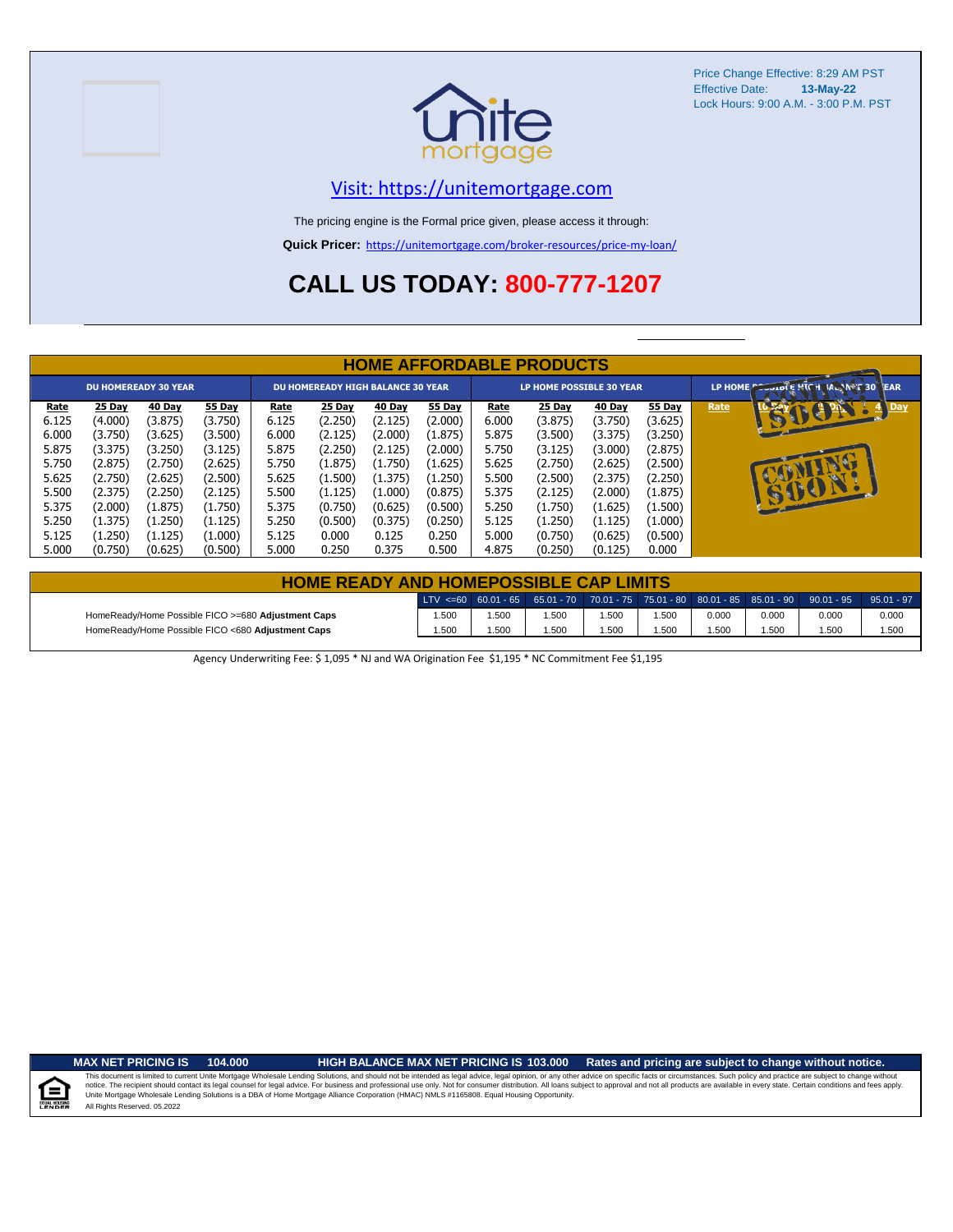Price Change Effective: 8:29 AM PST
Effective Date: **13-May-22**
Lock Hours: 9:00 A.M. - 3:00 P.M. PST

Visit: https://unitemortgage.com

The pricing engine is the Formal price given, please access it through:

**Quick Pricer:** https://unitemortgage.com/broker-resources/price-my-loan/

# CALL US TODAY: 800-777-1207

## HOME AFFORDABLE PRODUCTS

| DU HOMEREADY 30 YEAR | | | | DU HOMEREADY HIGH BALANCE 30 YEAR | | | | LP HOME POSSIBLE 30 YEAR | | | | LP HOME POSSIBLE HIGH BALANCE 30 YEAR | | | |
|---|---|---|---|---|---|---|---|---|---|---|---|---|---|---|---|
| Rate | 25 Day | 40 Day | 55 Day | Rate | 25 Day | 40 Day | 55 Day | Rate | 25 Day | 40 Day | 55 Day | Rate | 25 Day | 40 Day | 55 Day |
| 6.125 | (4.000) | (3.875) | (3.750) | 6.125 | (2.250) | (2.125) | (2.000) | 6.000 | (3.875) | (3.750) | (3.625) | COMING SOON! | | | |
| 6.000 | (3.750) | (3.625) | (3.500) | 6.000 | (2.125) | (2.000) | (1.875) | 5.875 | (3.500) | (3.375) | (3.250) | | | | |
| 5.875 | (3.375) | (3.250) | (3.125) | 5.875 | (2.250) | (2.125) | (2.000) | 5.750 | (3.125) | (3.000) | (2.875) | | | | |
| 5.750 | (2.875) | (2.750) | (2.625) | 5.750 | (1.875) | (1.750) | (1.625) | 5.625 | (2.750) | (2.625) | (2.500) | | | | |
| 5.625 | (2.750) | (2.625) | (2.500) | 5.625 | (1.500) | (1.375) | (1.250) | 5.500 | (2.500) | (2.375) | (2.250) | | | | |
| 5.500 | (2.375) | (2.250) | (2.125) | 5.500 | (1.125) | (1.000) | (0.875) | 5.375 | (2.125) | (2.000) | (1.875) | | | | |
| 5.375 | (2.000) | (1.875) | (1.750) | 5.375 | (0.750) | (0.625) | (0.500) | 5.250 | (1.750) | (1.625) | (1.500) | | | | |
| 5.250 | (1.375) | (1.250) | (1.125) | 5.250 | (0.500) | (0.375) | (0.250) | 5.125 | (1.250) | (1.125) | (1.000) | | | | |
| 5.125 | (1.250) | (1.125) | (1.000) | 5.125 | 0.000 | 0.125 | 0.250 | 5.000 | (0.750) | (0.625) | (0.500) | | | | |
| 5.000 | (0.750) | (0.625) | (0.500) | 5.000 | 0.250 | 0.375 | 0.500 | 4.875 | (0.250) | (0.125) | 0.000 | | | | |

## HOME READY AND HOMEPOSSIBLE CAP LIMITS

| | LTV <=60 | 60.01 - 65 | 65.01 - 70 | 70.01 - 75 | 75.01 - 80 | 80.01 - 85 | 85.01 - 90 | 90.01 - 95 | 95.01 - 97 |
|---|---|---|---|---|---|---|---|---|---|
| HomeReady/Home Possible FICO >=680 **Adjustment Caps** | 1.500 | 1.500 | 1.500 | 1.500 | 1.500 | 0.000 | 0.000 | 0.000 | 0.000 |
| HomeReady/Home Possible FICO <680 **Adjustment Caps** | 1.500 | 1.500 | 1.500 | 1.500 | 1.500 | 1.500 | 1.500 | 1.500 | 1.500 |

Agency Underwriting Fee: $ 1,095 * NJ and WA Origination Fee $1,195 * NC Commitment Fee $1,195

**MAX NET PRICING IS 104.000** **HIGH BALANCE MAX NET PRICING IS 103.000** **Rates and pricing are subject to change without notice.**

This document is limited to current Unite Mortgage Wholesale Lending Solutions, and should not be intended as legal advice, legal opinion, or any other advice on specific facts or circumstances. Such policy and practice are subject to change without notice. The recipient should contact its legal counsel for legal advice. For business and professional use only. Not for consumer distribution. All loans subject to approval and not all products are available in every state. Certain conditions and fees apply. Unite Mortgage Wholesale Lending Solutions is a DBA of Home Mortgage Alliance Corporation (HMAC) NMLS #1165808. Equal Housing Opportunity.
All Rights Reserved. 05.2022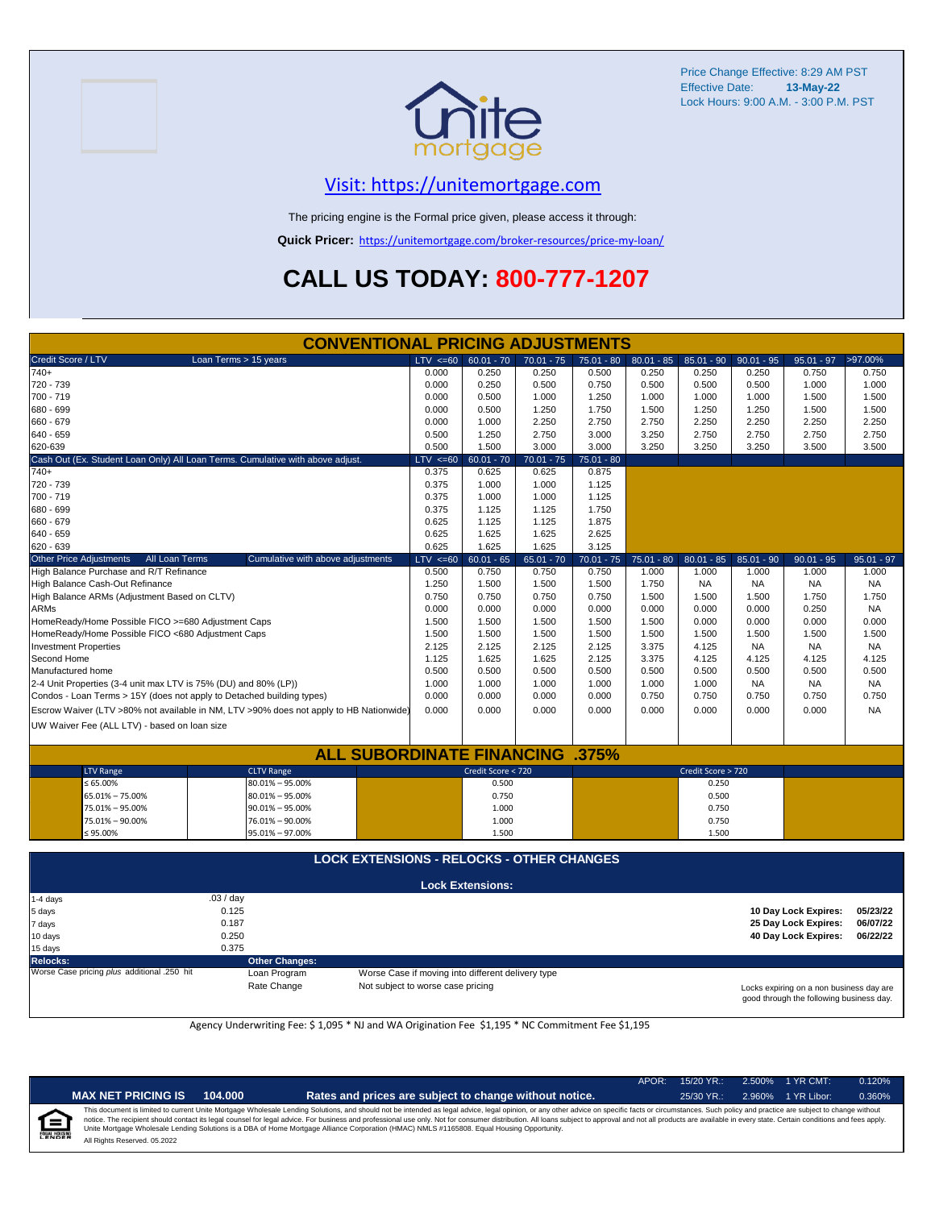Price Change Effective: 8:29 AM PST
Effective Date: **13-May-22**
Lock Hours: 9:00 A.M. - 3:00 P.M. PST

## Visit: https://unitemortgage.com

The pricing engine is the Formal price given, please access it through:

**Quick Pricer:** https://unitemortgage.com/broker-resources/price-my-loan/

# CALL US TODAY: 800-777-1207

## CONVENTIONAL PRICING ADJUSTMENTS

| Credit Score / LTV — Loan Terms > 15 years | LTV <=60 | 60.01 - 70 | 70.01 - 75 | 75.01 - 80 | 80.01 - 85 | 85.01 - 90 | 90.01 - 95 | 95.01 - 97 | >97.00% |
|---|---|---|---|---|---|---|---|---|---|
| 740+ | 0.000 | 0.250 | 0.250 | 0.500 | 0.250 | 0.250 | 0.250 | 0.750 | 0.750 |
| 720 - 739 | 0.000 | 0.250 | 0.500 | 0.750 | 0.500 | 0.500 | 0.500 | 1.000 | 1.000 |
| 700 - 719 | 0.000 | 0.500 | 1.000 | 1.250 | 1.000 | 1.000 | 1.000 | 1.500 | 1.500 |
| 680 - 699 | 0.000 | 0.500 | 1.250 | 1.750 | 1.500 | 1.250 | 1.250 | 1.500 | 1.500 |
| 660 - 679 | 0.000 | 1.000 | 2.250 | 2.750 | 2.750 | 2.250 | 2.250 | 2.250 | 2.250 |
| 640 - 659 | 0.500 | 1.250 | 2.750 | 3.000 | 3.250 | 2.750 | 2.750 | 2.750 | 2.750 |
| 620-639 | 0.500 | 1.500 | 3.000 | 3.000 | 3.250 | 3.250 | 3.250 | 3.500 | 3.500 |

| Cash Out (Ex. Student Loan Only) All Loan Terms. Cumulative with above adjust. | LTV <=60 | 60.01 - 70 | 70.01 - 75 | 75.01 - 80 |
|---|---|---|---|---|
| 740+ | 0.375 | 0.625 | 0.625 | 0.875 |
| 720 - 739 | 0.375 | 1.000 | 1.000 | 1.125 |
| 700 - 719 | 0.375 | 1.000 | 1.000 | 1.125 |
| 680 - 699 | 0.375 | 1.125 | 1.125 | 1.750 |
| 660 - 679 | 0.625 | 1.125 | 1.125 | 1.875 |
| 640 - 659 | 0.625 | 1.625 | 1.625 | 2.625 |
| 620 - 639 | 0.625 | 1.625 | 1.625 | 3.125 |

| Other Price Adjustments — All Loan Terms — Cumulative with above adjustments | LTV <=60 | 60.01 - 65 | 65.01 - 70 | 70.01 - 75 | 75.01 - 80 | 80.01 - 85 | 85.01 - 90 | 90.01 - 95 | 95.01 - 97 |
|---|---|---|---|---|---|---|---|---|---|
| High Balance Purchase and R/T Refinance | 0.500 | 0.750 | 0.750 | 0.750 | 1.000 | 1.000 | 1.000 | 1.000 | 1.000 |
| High Balance Cash-Out Refinance | 1.250 | 1.500 | 1.500 | 1.500 | 1.750 | NA | NA | NA | NA |
| High Balance ARMs (Adjustment Based on CLTV) | 0.750 | 0.750 | 0.750 | 0.750 | 1.500 | 1.500 | 1.500 | 1.750 | 1.750 |
| ARMs | 0.000 | 0.000 | 0.000 | 0.000 | 0.000 | 0.000 | 0.000 | 0.250 | NA |
| HomeReady/Home Possible FICO >=680 Adjustment Caps | 1.500 | 1.500 | 1.500 | 1.500 | 1.500 | 0.000 | 0.000 | 0.000 | 0.000 |
| HomeReady/Home Possible FICO <680 Adjustment Caps | 1.500 | 1.500 | 1.500 | 1.500 | 1.500 | 1.500 | 1.500 | 1.500 | 1.500 |
| Investment Properties | 2.125 | 2.125 | 2.125 | 2.125 | 3.375 | 4.125 | NA | NA | NA |
| Second Home | 1.125 | 1.625 | 1.625 | 2.125 | 3.375 | 4.125 | 4.125 | 4.125 | 4.125 |
| Manufactured home | 0.500 | 0.500 | 0.500 | 0.500 | 0.500 | 0.500 | 0.500 | 0.500 | 0.500 |
| 2-4 Unit Properties (3-4 unit max LTV is 75% (DU) and 80% (LP)) | 1.000 | 1.000 | 1.000 | 1.000 | 1.000 | 1.000 | NA | NA | NA |
| Condos - Loan Terms > 15Y (does not apply to Detached building types) | 0.000 | 0.000 | 0.000 | 0.000 | 0.750 | 0.750 | 0.750 | 0.750 | 0.750 |
| Escrow Waiver (LTV >80% not available in NM, LTV >90% does not apply to HB Nationwide) | 0.000 | 0.000 | 0.000 | 0.000 | 0.000 | 0.000 | 0.000 | 0.000 | NA |
| UW Waiver Fee (ALL LTV) - based on loan size | | | | | | | | | |

## ALL SUBORDINATE FINANCING .375%

| LTV Range | CLTV Range | Credit Score < 720 | Credit Score > 720 |
|---|---|---|---|
| ≤ 65.00% | 80.01% – 95.00% | 0.500 | 0.250 |
| 65.01% – 75.00% | 80.01% – 95.00% | 0.750 | 0.500 |
| 75.01% – 95.00% | 90.01% – 95.00% | 1.000 | 0.750 |
| 75.01% – 90.00% | 76.01% – 90.00% | 1.000 | 0.750 |
| ≤ 95.00% | 95.01% – 97.00% | 1.500 | 1.500 |

## LOCK EXTENSIONS - RELOCKS - OTHER CHANGES

### Lock Extensions:

| Days | Cost |
|---|---|
| 1-4 days | .03 / day |
| 5 days | 0.125 |
| 7 days | 0.187 |
| 10 days | 0.250 |
| 15 days | 0.375 |

| | |
|---|---|
| 10 Day Lock Expires: | 05/23/22 |
| 25 Day Lock Expires: | 06/07/22 |
| 40 Day Lock Expires: | 06/22/22 |

**Relocks:** Worse Case pricing *plus* additional .250 hit

**Other Changes:**

| | |
|---|---|
| Loan Program | Worse Case if moving into different delivery type |
| Rate Change | Not subject to worse case pricing |

Locks expiring on a non business day are good through the following business day.

Agency Underwriting Fee: $ 1,095 * NJ and WA Origination Fee $1,195 * NC Commitment Fee $1,195

| APOR: | 15/20 YR.: | 2.500% | 1 YR CMT: | 0.120% |
|---|---|---|---|---|
| | 25/30 YR.: | 2.960% | 1 YR Libor: | 0.360% |

**MAX NET PRICING IS 104.000** — **Rates and prices are subject to change without notice.**

This document is limited to current Unite Mortgage Wholesale Lending Solutions, and should not be intended as legal advice, legal opinion, or any other advice on specific facts or circumstances. Such policy and practice are subject to change without notice. The recipient should contact its legal counsel for legal advice. For business and professional use only. Not for consumer distribution. All loans subject to approval and not all products are available in every state. Certain conditions and fees apply. Unite Mortgage Wholesale Lending Solutions is a DBA of Home Mortgage Alliance Corporation (HMAC) NMLS #1165808. Equal Housing Opportunity.

All Rights Reserved. 05.2022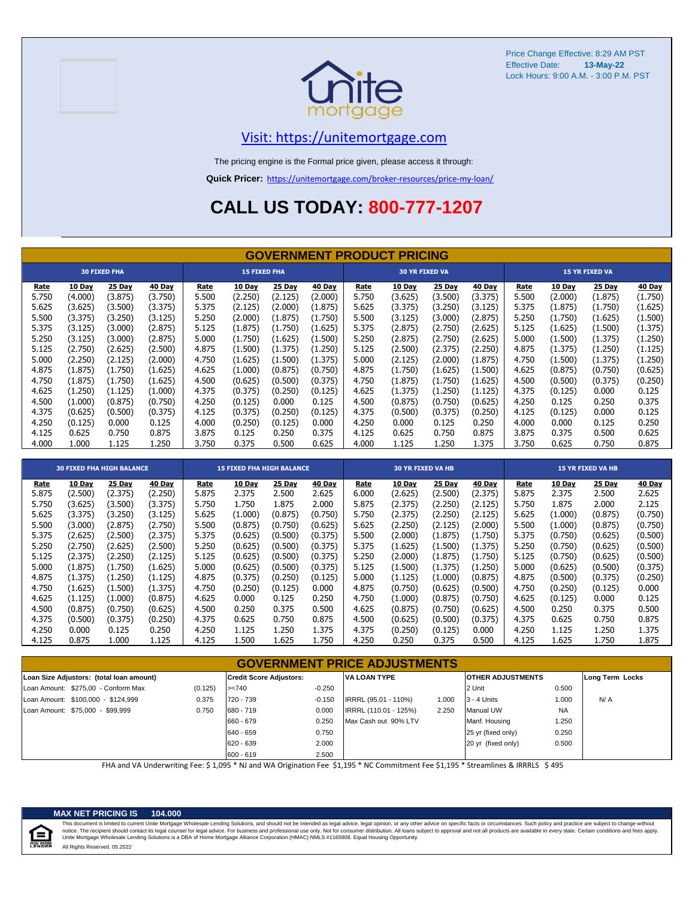Price Change Effective: 8:29 AM PST
Effective Date: **13-May-22**
Lock Hours: 9:00 A.M. - 3:00 P.M. PST

unite mortgage

Visit: https://unitemortgage.com

The pricing engine is the Formal price given, please access it through:

**Quick Pricer:** https://unitemortgage.com/broker-resources/price-my-loan/

# CALL US TODAY: 800-777-1207

## GOVERNMENT PRODUCT PRICING

| 30 FIXED FHA | | | | 15 FIXED FHA | | | | 30 YR FIXED VA | | | | 15 YR FIXED VA | | | |
|---|---|---|---|---|---|---|---|---|---|---|---|---|---|---|---|
| Rate | 10 Day | 25 Day | 40 Day | Rate | 10 Day | 25 Day | 40 Day | Rate | 10 Day | 25 Day | 40 Day | Rate | 10 Day | 25 Day | 40 Day |
| 5.750 | (4.000) | (3.875) | (3.750) | 5.500 | (2.250) | (2.125) | (2.000) | 5.750 | (3.625) | (3.500) | (3.375) | 5.500 | (2.000) | (1.875) | (1.750) |
| 5.625 | (3.625) | (3.500) | (3.375) | 5.375 | (2.125) | (2.000) | (1.875) | 5.625 | (3.375) | (3.250) | (3.125) | 5.375 | (1.875) | (1.750) | (1.625) |
| 5.500 | (3.375) | (3.250) | (3.125) | 5.250 | (2.000) | (1.875) | (1.750) | 5.500 | (3.125) | (3.000) | (2.875) | 5.250 | (1.750) | (1.625) | (1.500) |
| 5.375 | (3.125) | (3.000) | (2.875) | 5.125 | (1.875) | (1.750) | (1.625) | 5.375 | (2.875) | (2.750) | (2.625) | 5.125 | (1.625) | (1.500) | (1.375) |
| 5.250 | (3.125) | (3.000) | (2.875) | 5.000 | (1.750) | (1.625) | (1.500) | 5.250 | (2.875) | (2.750) | (2.625) | 5.000 | (1.500) | (1.375) | (1.250) |
| 5.125 | (2.750) | (2.625) | (2.500) | 4.875 | (1.500) | (1.375) | (1.250) | 5.125 | (2.500) | (2.375) | (2.250) | 4.875 | (1.375) | (1.250) | (1.125) |
| 5.000 | (2.250) | (2.125) | (2.000) | 4.750 | (1.625) | (1.500) | (1.375) | 5.000 | (2.125) | (2.000) | (1.875) | 4.750 | (1.500) | (1.375) | (1.250) |
| 4.875 | (1.875) | (1.750) | (1.625) | 4.625 | (1.000) | (0.875) | (0.750) | 4.875 | (1.750) | (1.625) | (1.500) | 4.625 | (0.875) | (0.750) | (0.625) |
| 4.750 | (1.875) | (1.750) | (1.625) | 4.500 | (0.625) | (0.500) | (0.375) | 4.750 | (1.875) | (1.750) | (1.625) | 4.500 | (0.500) | (0.375) | (0.250) |
| 4.625 | (1.250) | (1.125) | (1.000) | 4.375 | (0.375) | (0.250) | (0.125) | 4.625 | (1.375) | (1.250) | (1.125) | 4.375 | (0.125) | 0.000 | 0.125 |
| 4.500 | (1.000) | (0.875) | (0.750) | 4.250 | (0.125) | 0.000 | 0.125 | 4.500 | (0.875) | (0.750) | (0.625) | 4.250 | 0.125 | 0.250 | 0.375 |
| 4.375 | (0.625) | (0.500) | (0.375) | 4.125 | (0.375) | (0.250) | (0.125) | 4.375 | (0.500) | (0.375) | (0.250) | 4.125 | (0.125) | 0.000 | 0.125 |
| 4.250 | (0.125) | 0.000 | 0.125 | 4.000 | (0.250) | (0.125) | 0.000 | 4.250 | 0.000 | 0.125 | 0.250 | 4.000 | 0.000 | 0.125 | 0.250 |
| 4.125 | 0.625 | 0.750 | 0.875 | 3.875 | 0.125 | 0.250 | 0.375 | 4.125 | 0.625 | 0.750 | 0.875 | 3.875 | 0.375 | 0.500 | 0.625 |
| 4.000 | 1.000 | 1.125 | 1.250 | 3.750 | 0.375 | 0.500 | 0.625 | 4.000 | 1.125 | 1.250 | 1.375 | 3.750 | 0.625 | 0.750 | 0.875 |

| 30 FIXED FHA HIGH BALANCE | | | | 15 FIXED FHA HIGH BALANCE | | | | 30 YR FIXED VA HB | | | | 15 YR FIXED VA HB | | | |
|---|---|---|---|---|---|---|---|---|---|---|---|---|---|---|---|
| Rate | 10 Day | 25 Day | 40 Day | Rate | 10 Day | 25 Day | 40 Day | Rate | 10 Day | 25 Day | 40 Day | Rate | 10 Day | 25 Day | 40 Day |
| 5.875 | (2.500) | (2.375) | (2.250) | 5.875 | 2.375 | 2.500 | 2.625 | 6.000 | (2.625) | (2.500) | (2.375) | 5.875 | 2.375 | 2.500 | 2.625 |
| 5.750 | (3.625) | (3.500) | (3.375) | 5.750 | 1.750 | 1.875 | 2.000 | 5.875 | (2.375) | (2.250) | (2.125) | 5.750 | 1.875 | 2.000 | 2.125 |
| 5.625 | (3.375) | (3.250) | (3.125) | 5.625 | (1.000) | (0.875) | (0.750) | 5.750 | (2.375) | (2.250) | (2.125) | 5.625 | (1.000) | (0.875) | (0.750) |
| 5.500 | (3.000) | (2.875) | (2.750) | 5.500 | (0.875) | (0.750) | (0.625) | 5.625 | (2.250) | (2.125) | (2.000) | 5.500 | (1.000) | (0.875) | (0.750) |
| 5.375 | (2.625) | (2.500) | (2.375) | 5.375 | (0.625) | (0.500) | (0.375) | 5.500 | (2.000) | (1.875) | (1.750) | 5.375 | (0.750) | (0.625) | (0.500) |
| 5.250 | (2.750) | (2.625) | (2.500) | 5.250 | (0.625) | (0.500) | (0.375) | 5.375 | (1.625) | (1.500) | (1.375) | 5.250 | (0.750) | (0.625) | (0.500) |
| 5.125 | (2.375) | (2.250) | (2.125) | 5.125 | (0.625) | (0.500) | (0.375) | 5.250 | (2.000) | (1.875) | (1.750) | 5.125 | (0.750) | (0.625) | (0.500) |
| 5.000 | (1.875) | (1.750) | (1.625) | 5.000 | (0.625) | (0.500) | (0.375) | 5.125 | (1.500) | (1.375) | (1.250) | 5.000 | (0.625) | (0.500) | (0.375) |
| 4.875 | (1.375) | (1.250) | (1.125) | 4.875 | (0.375) | (0.250) | (0.125) | 5.000 | (1.125) | (1.000) | (0.875) | 4.875 | (0.500) | (0.375) | (0.250) |
| 4.750 | (1.625) | (1.500) | (1.375) | 4.750 | (0.250) | (0.125) | 0.000 | 4.875 | (0.750) | (0.625) | (0.500) | 4.750 | (0.250) | (0.125) | 0.000 |
| 4.625 | (1.125) | (1.000) | (0.875) | 4.625 | 0.000 | 0.125 | 0.250 | 4.750 | (1.000) | (0.875) | (0.750) | 4.625 | (0.125) | 0.000 | 0.125 |
| 4.500 | (0.875) | (0.750) | (0.625) | 4.500 | 0.250 | 0.375 | 0.500 | 4.625 | (0.875) | (0.750) | (0.625) | 4.500 | 0.250 | 0.375 | 0.500 |
| 4.375 | (0.500) | (0.375) | (0.250) | 4.375 | 0.625 | 0.750 | 0.875 | 4.500 | (0.625) | (0.500) | (0.375) | 4.375 | 0.625 | 0.750 | 0.875 |
| 4.250 | 0.000 | 0.125 | 0.250 | 4.250 | 1.125 | 1.250 | 1.375 | 4.375 | (0.250) | (0.125) | 0.000 | 4.250 | 1.125 | 1.250 | 1.375 |
| 4.125 | 0.875 | 1.000 | 1.125 | 4.125 | 1.500 | 1.625 | 1.750 | 4.250 | 0.250 | 0.375 | 0.500 | 4.125 | 1.625 | 1.750 | 1.875 |

## GOVERNMENT PRICE ADJUSTMENTS

| Loan Size Adjustors: (total loan amount) | | Credit Score Adjustors: | | VA LOAN TYPE | | OTHER ADJUSTMENTS | | Long Term Locks |
|---|---|---|---|---|---|---|---|---|
| Loan Amount: $275,00 - Conform Max | (0.125) | >=740 | -0.250 | | | 2 Unit | 0.500 | |
| Loan Amount: $100,000 - $124,999 | 0.375 | 720 - 739 | -0.150 | IRRRL (95.01 - 110%) | 1.000 | 3 - 4 Units | 1.000 | N/ A |
| Loan Amount: $75,000 - $99,999 | 0.750 | 680 - 719 | 0.000 | IRRRL (110.01 - 125%) | 2.250 | Manual UW | NA | |
| | | 660 - 679 | 0.250 | Max Cash out 90% LTV | | Manf. Housing | 1.250 | |
| | | 640 - 659 | 0.750 | | | 25 yr (fixed only) | 0.250 | |
| | | 620 - 639 | 2.000 | | | 20 yr (fixed only) | 0.500 | |
| | | 600 - 619 | 2.500 | | | | | |

FHA and VA Underwriting Fee: $ 1,095 * NJ and WA Origination Fee $1,195 * NC Commitment Fee $1,195 * Streamlines & IRRRLS $ 495

**MAX NET PRICING IS 104.000**

This document is limited to current Unite Mortgage Wholesale Lending Solutions, and should not be intended as legal advice, legal opinion, or any other advice on specific facts or circumstances. Such policy and practice are subject to change without notice. The recipient should contact its legal counsel for legal advice. For business and professional use only. Not for consumer distribution. All loans subject to approval and not all products are available in every state. Certain conditions and fees apply. Unite Mortgage Wholesale Lending Solutions is a DBA of Home Mortgage Alliance Corporation (HMAC) NMLS #1165808. Equal Housing Opportunity.

All Rights Reserved. 05.2022